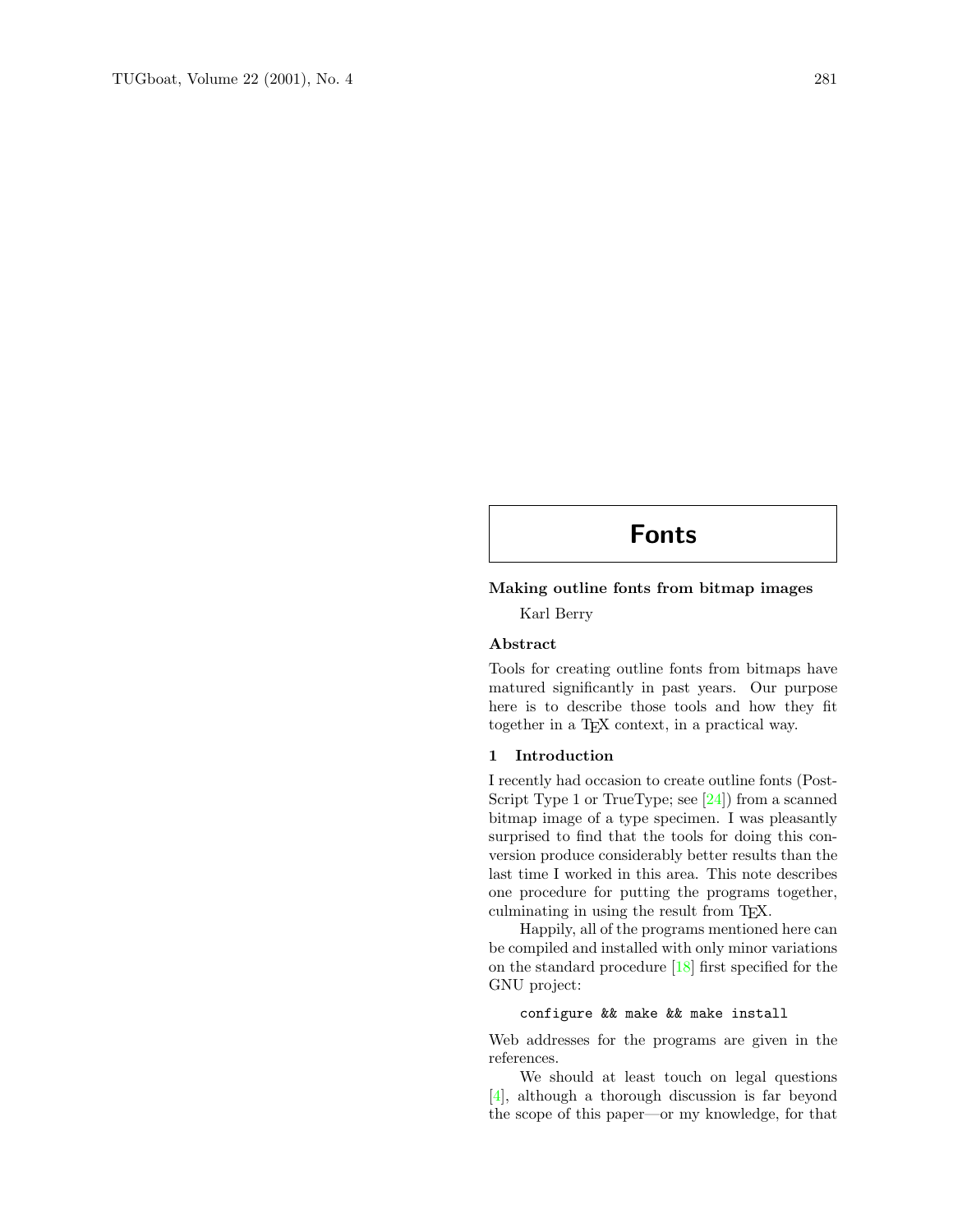# Fonts

## Making outline fonts from bitmap images

Karl Berry

### Abstract

Tools for creating outline fonts from bitmaps have matured significantly in past years. Our purpose here is to describe those tools and how they fit together in a TEX context, in a practical way.

### 1 Introduction

I recently had occasion to create outline fonts (PostScript Type 1 or TrueType; see [24]) from a scanned bitmap image of a type specimen. I was pleasantly surprised to find that the tools for doing this conversion produce considerably better results than the last time I worked in this area. This note describes one procedure for putting the programs together, culminating in using the result from TEX.

Happily, all of the programs mentioned here can be compiled and installed with only minor variations on the standard procedure [18] first specified for the GNU project:

```
configure && make && make install
```

Web addresses for the programs are given in the references.

We should at least touch on legal questions [4], although a thorough discussion is far beyond the scope of this paper—or my knowledge, for that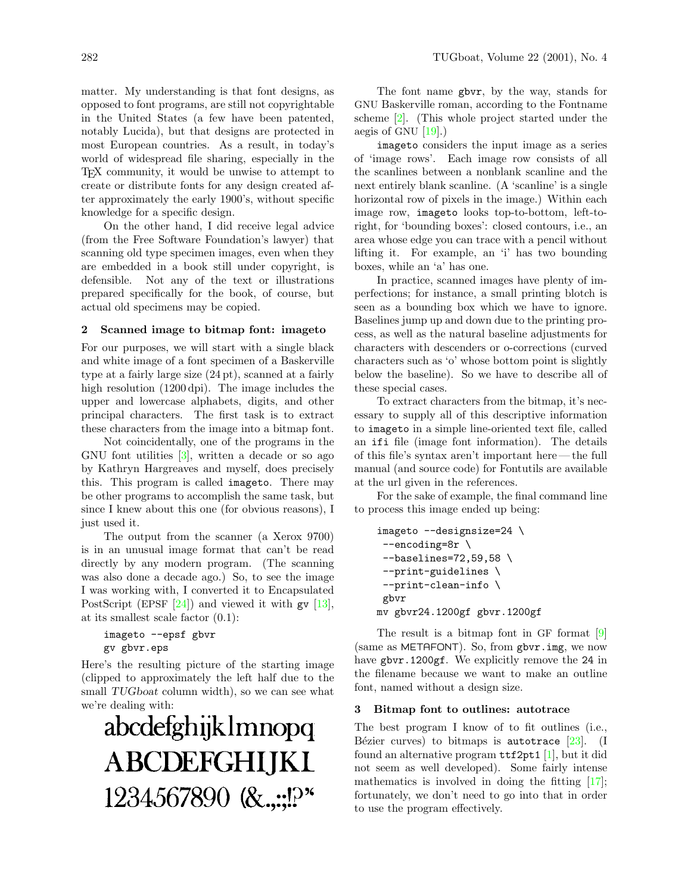matter. My understanding is that font designs, as opposed to font programs, are still not copyrightable in the United States (a few have been patented, notably Lucida), but that designs are protected in most European countries. As a result, in today's world of widespread file sharing, especially in the TEX community, it would be unwise to attempt to create or distribute fonts for any design created after approximately the early 1900's, without specific knowledge for a specific design.

On the other hand, I did receive legal advice (from the Free Software Foundation's lawyer) that scanning old type specimen images, even when they are embedded in a book still under copyright, is defensible. Not any of the text or illustrations prepared specifically for the book, of course, but actual old specimens may be copied.

## 2 Scanned image to bitmap font: imageto

For our purposes, we will start with a single black and white image of a font specimen of a Baskerville type at a fairly large size (24 pt), scanned at a fairly high resolution (1200 dpi). The image includes the upper and lowercase alphabets, digits, and other principal characters. The first task is to extract these characters from the image into a bitmap font.

Not coincidentally, one of the programs in the GNU font utilities [3], written a decade or so ago by Kathryn Hargreaves and myself, does precisely this. This program is called `imageto`. There may be other programs to accomplish the same task, but since I knew about this one (for obvious reasons), I just used it.

The output from the scanner (a Xerox 9700) is in an unusual image format that can't be read directly by any modern program. (The scanning was also done a decade ago.) So, to see the image I was working with, I converted it to Encapsulated PostScript (EPSF [24]) and viewed it with `gv` [13], at its smallest scale factor (0.1):

```
imageto --epsf gbvr
gv gbvr.eps
```

Here's the resulting picture of the starting image (clipped to approximately the left half due to the small *TUGboat* column width), so we can see what we're dealing with:

abcdefghijklmnopq
ABCDEFGHIJKL
1234567890 (&.,;:!?"

The font name `gbvr`, by the way, stands for GNU Baskerville roman, according to the Fontname scheme [2]. (This whole project started under the aegis of GNU [19].)

`imageto` considers the input image as a series of 'image rows'. Each image row consists of all the scanlines between a nonblank scanline and the next entirely blank scanline. (A 'scanline' is a single horizontal row of pixels in the image.) Within each image row, `imageto` looks top-to-bottom, left-to-right, for 'bounding boxes': closed contours, i.e., an area whose edge you can trace with a pencil without lifting it. For example, an 'i' has two bounding boxes, while an 'a' has one.

In practice, scanned images have plenty of imperfections; for instance, a small printing blotch is seen as a bounding box which we have to ignore. Baselines jump up and down due to the printing process, as well as the natural baseline adjustments for characters with descenders or o-corrections (curved characters such as 'o' whose bottom point is slightly below the baseline). So we have to describe all of these special cases.

To extract characters from the bitmap, it's necessary to supply all of this descriptive information to `imageto` in a simple line-oriented text file, called an `ifi` file (image font information). The details of this file's syntax aren't important here — the full manual (and source code) for Fontutils are available at the url given in the references.

For the sake of example, the final command line to process this image ended up being:

```
imageto --designsize=24 \
 --encoding=8r \
 --baselines=72,59,58 \
 --print-guidelines \
 --print-clean-info \
 gbvr
mv gbvr24.1200gf gbvr.1200gf
```

The result is a bitmap font in GF format [9] (same as METAFONT). So, from `gbvr.img`, we now have `gbvr.1200gf`. We explicitly remove the `24` in the filename because we want to make an outline font, named without a design size.

## 3 Bitmap font to outlines: autotrace

The best program I know of to fit outlines (i.e., Bézier curves) to bitmaps is `autotrace` [23]. (I found an alternative program `ttf2pt1` [1], but it did not seem as well developed). Some fairly intense mathematics is involved in doing the fitting [17]; fortunately, we don't need to go into that in order to use the program effectively.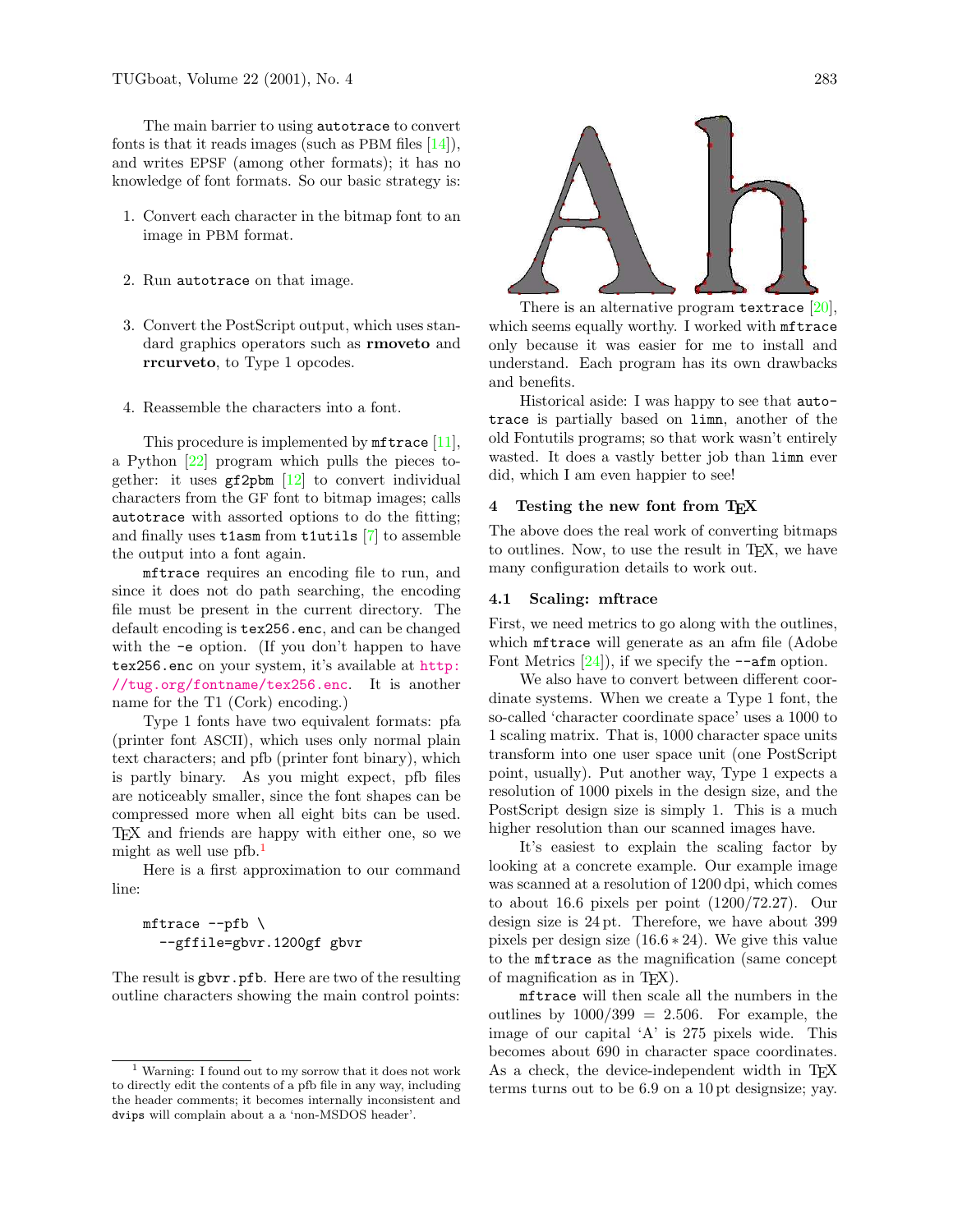The main barrier to using `autotrace` to convert fonts is that it reads images (such as PBM files [14]), and writes EPSF (among other formats); it has no knowledge of font formats. So our basic strategy is:

1. Convert each character in the bitmap font to an image in PBM format.

2. Run `autotrace` on that image.

3. Convert the PostScript output, which uses standard graphics operators such as **rmoveto** and **rrcurveto**, to Type 1 opcodes.

4. Reassemble the characters into a font.

This procedure is implemented by `mftrace` [11], a Python [22] program which pulls the pieces together: it uses `gf2pbm` [12] to convert individual characters from the GF font to bitmap images; calls `autotrace` with assorted options to do the fitting; and finally uses `t1asm` from `t1utils` [7] to assemble the output into a font again.

`mftrace` requires an encoding file to run, and since it does not do path searching, the encoding file must be present in the current directory. The default encoding is `tex256.enc`, and can be changed with the `-e` option. (If you don't happen to have `tex256.enc` on your system, it's available at http://tug.org/fontname/tex256.enc. It is another name for the T1 (Cork) encoding.)

Type 1 fonts have two equivalent formats: pfa (printer font ASCII), which uses only normal plain text characters; and pfb (printer font binary), which is partly binary. As you might expect, pfb files are noticeably smaller, since the font shapes can be compressed more when all eight bits can be used. TeX and friends are happy with either one, so we might as well use pfb.[1]

Here is a first approximation to our command line:

```
mftrace --pfb \
  --gffile=gbvr.1200gf gbvr
```

The result is `gbvr.pfb`. Here are two of the resulting outline characters showing the main control points:

There is an alternative program `textrace` [20], which seems equally worthy. I worked with `mftrace` only because it was easier for me to install and understand. Each program has its own drawbacks and benefits.

Historical aside: I was happy to see that `autotrace` is partially based on `limn`, another of the old Fontutils programs; so that work wasn't entirely wasted. It does a vastly better job than `limn` ever did, which I am even happier to see!

## 4 Testing the new font from TeX

The above does the real work of converting bitmaps to outlines. Now, to use the result in TeX, we have many configuration details to work out.

### 4.1 Scaling: mftrace

First, we need metrics to go along with the outlines, which `mftrace` will generate as an afm file (Adobe Font Metrics [24]), if we specify the `--afm` option.

We also have to convert between different coordinate systems. When we create a Type 1 font, the so-called 'character coordinate space' uses a 1000 to 1 scaling matrix. That is, 1000 character space units transform into one user space unit (one PostScript point, usually). Put another way, Type 1 expects a resolution of 1000 pixels in the design size, and the PostScript design size is simply 1. This is a much higher resolution than our scanned images have.

It's easiest to explain the scaling factor by looking at a concrete example. Our example image was scanned at a resolution of 1200 dpi, which comes to about 16.6 pixels per point (1200/72.27). Our design size is 24 pt. Therefore, we have about 399 pixels per design size ($16.6 * 24$). We give this value to the `mftrace` as the magnification (same concept of magnification as in TeX).

`mftrace` will then scale all the numbers in the outlines by $1000/399 = 2.506$. For example, the image of our capital 'A' is 275 pixels wide. This becomes about 690 in character space coordinates. As a check, the device-independent width in TeX terms turns out to be 6.9 on a 10 pt designsize; yay.

---

[1] Warning: I found out to my sorrow that it does not work to directly edit the contents of a pfb file in any way, including the header comments; it becomes internally inconsistent and `dvips` will complain about a a 'non-MSDOS header'.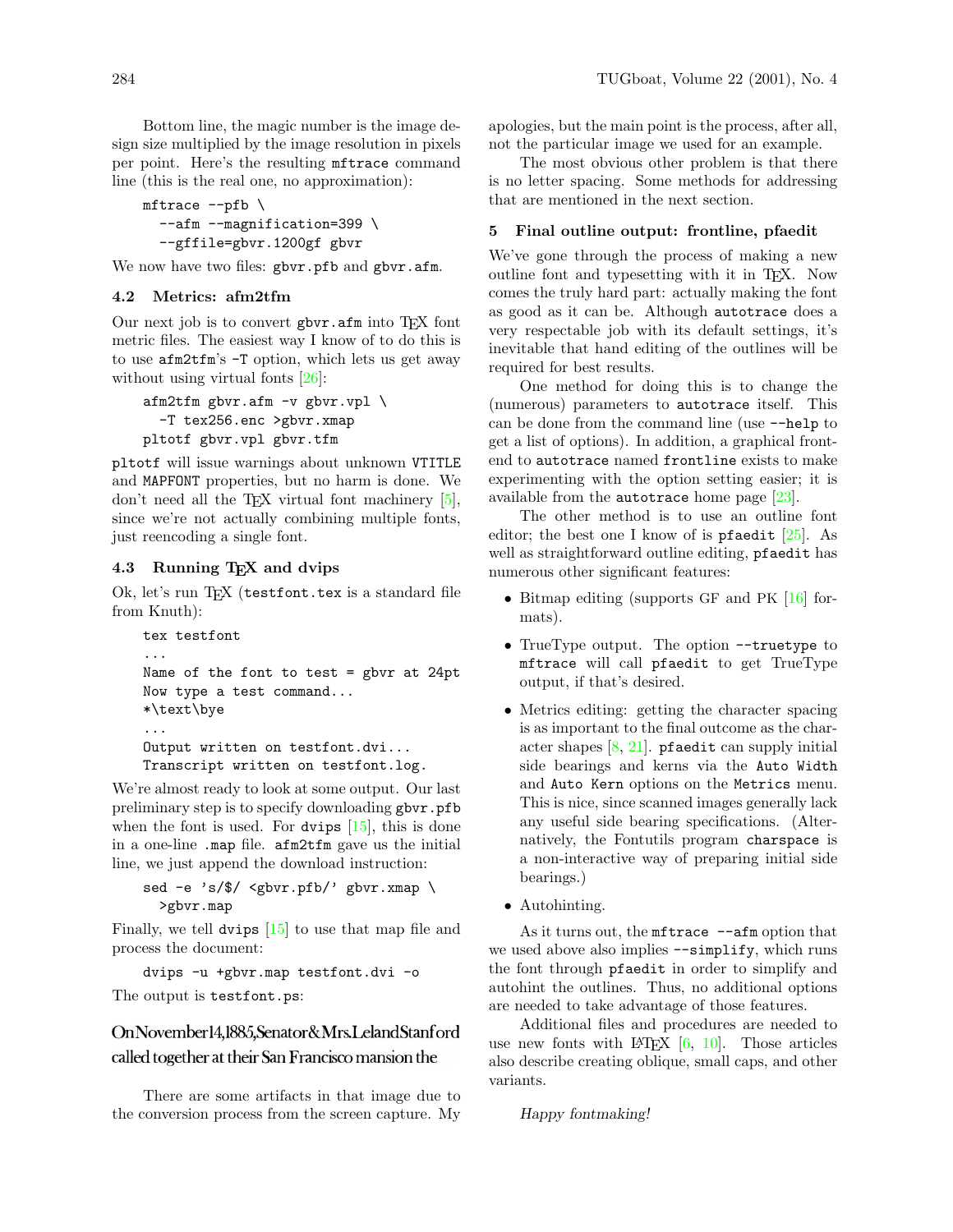Bottom line, the magic number is the image design size multiplied by the image resolution in pixels per point. Here's the resulting `mftrace` command line (this is the real one, no approximation):

```
mftrace --pfb \
  --afm --magnification=399 \
  --gffile=gbvr.1200gf gbvr
```

We now have two files: `gbvr.pfb` and `gbvr.afm`.

### 4.2 Metrics: afm2tfm

Our next job is to convert `gbvr.afm` into TEX font metric files. The easiest way I know of to do this is to use `afm2tfm`'s `-T` option, which lets us get away without using virtual fonts [26]:

```
afm2tfm gbvr.afm -v gbvr.vpl \
  -T tex256.enc >gbvr.xmap
pltotf gbvr.vpl gbvr.tfm
```

`pltotf` will issue warnings about unknown `VTITLE` and `MAPFONT` properties, but no harm is done. We don't need all the TEX virtual font machinery [5], since we're not actually combining multiple fonts, just reencoding a single font.

### 4.3 Running TEX and dvips

Ok, let's run TEX (`testfont.tex` is a standard file from Knuth):

```
tex testfont
...
Name of the font to test = gbvr at 24pt
Now type a test command...
*\text\bye
...
Output written on testfont.dvi...
Transcript written on testfont.log.
```

We're almost ready to look at some output. Our last preliminary step is to specify downloading `gbvr.pfb` when the font is used. For `dvips` [15], this is done in a one-line `.map` file. `afm2tfm` gave us the initial line, we just append the download instruction:

```
sed -e 's/$/ <gbvr.pfb/' gbvr.xmap \
  >gbvr.map
```

Finally, we tell `dvips` [15] to use that map file and process the document:

```
dvips -u +gbvr.map testfont.dvi -o
```

The output is `testfont.ps`:

OnNovember14,1885,Senator&Mrs.LelandStanford called together at their San Francisco mansion the

There are some artifacts in that image due to the conversion process from the screen capture. My apologies, but the main point is the process, after all, not the particular image we used for an example.

The most obvious other problem is that there is no letter spacing. Some methods for addressing that are mentioned in the next section.

## 5 Final outline output: frontline, pfaedit

We've gone through the process of making a new outline font and typesetting with it in TEX. Now comes the truly hard part: actually making the font as good as it can be. Although `autotrace` does a very respectable job with its default settings, it's inevitable that hand editing of the outlines will be required for best results.

One method for doing this is to change the (numerous) parameters to `autotrace` itself. This can be done from the command line (use `--help` to get a list of options). In addition, a graphical front-end to `autotrace` named `frontline` exists to make experimenting with the option setting easier; it is available from the `autotrace` home page [23].

The other method is to use an outline font editor; the best one I know of is `pfaedit` [25]. As well as straightforward outline editing, `pfaedit` has numerous other significant features:

- Bitmap editing (supports GF and PK [16] formats).
- TrueType output. The option `--truetype` to `mftrace` will call `pfaedit` to get TrueType output, if that's desired.
- Metrics editing: getting the character spacing is as important to the final outcome as the character shapes [8, 21]. `pfaedit` can supply initial side bearings and kerns via the `Auto Width` and `Auto Kern` options on the `Metrics` menu. This is nice, since scanned images generally lack any useful side bearing specifications. (Alternatively, the Fontutils program `charspace` is a non-interactive way of preparing initial side bearings.)
- Autohinting.

As it turns out, the `mftrace --afm` option that we used above also implies `--simplify`, which runs the font through `pfaedit` in order to simplify and autohint the outlines. Thus, no additional options are needed to take advantage of those features.

Additional files and procedures are needed to use new fonts with LATEX [6, 10]. Those articles also describe creating oblique, small caps, and other variants.

*Happy fontmaking!*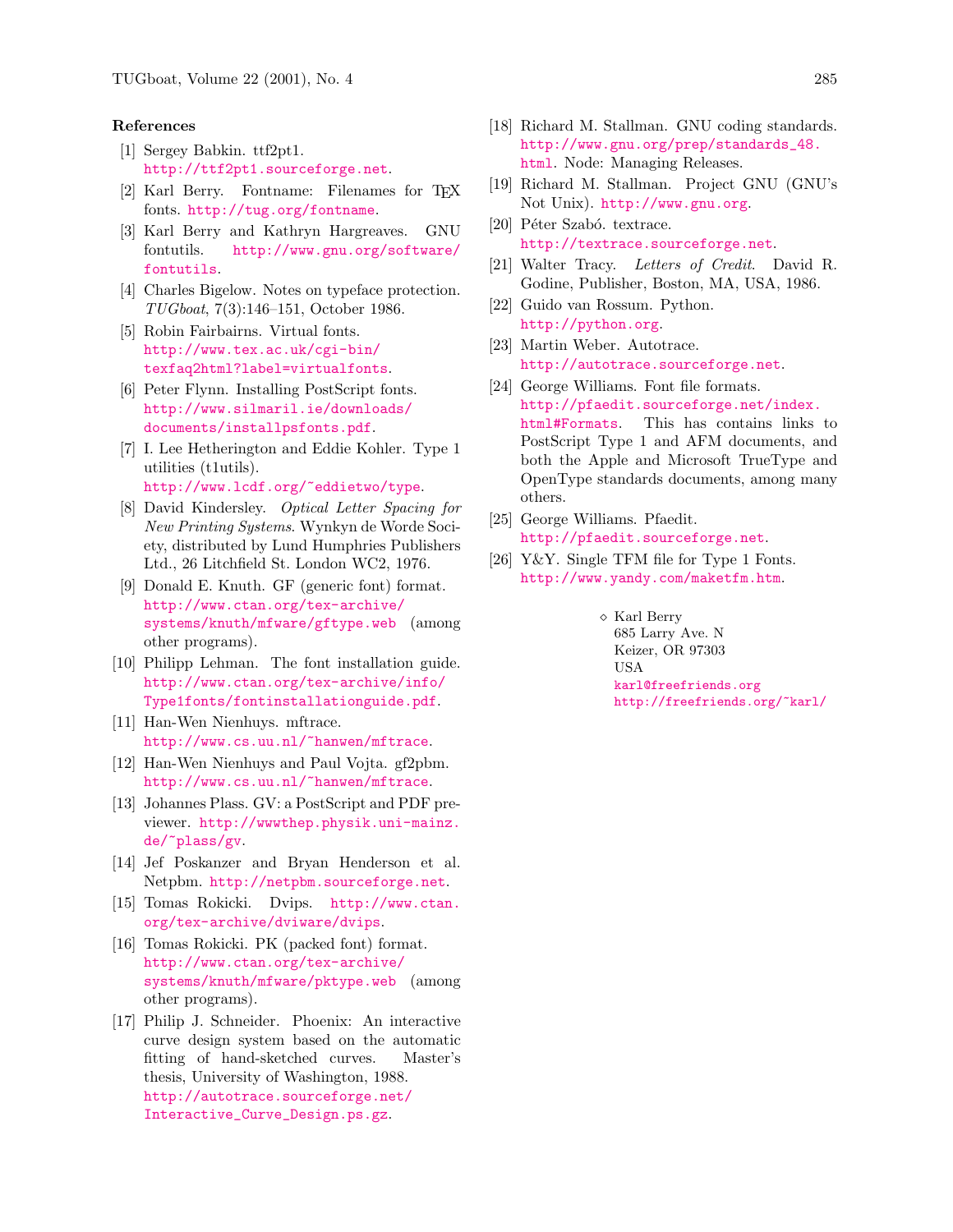### References

[1] Sergey Babkin. ttf2pt1. http://ttf2pt1.sourceforge.net.

[2] Karl Berry. Fontname: Filenames for TeX fonts. http://tug.org/fontname.

[3] Karl Berry and Kathryn Hargreaves. GNU fontutils. http://www.gnu.org/software/fontutils.

[4] Charles Bigelow. Notes on typeface protection. *TUGboat*, 7(3):146–151, October 1986.

[5] Robin Fairbairns. Virtual fonts. http://www.tex.ac.uk/cgi-bin/texfaq2html?label=virtualfonts.

[6] Peter Flynn. Installing PostScript fonts. http://www.silmaril.ie/downloads/documents/installpsfonts.pdf.

[7] I. Lee Hetherington and Eddie Kohler. Type 1 utilities (t1utils). http://www.lcdf.org/~eddietwo/type.

[8] David Kindersley. *Optical Letter Spacing for New Printing Systems*. Wynkyn de Worde Society, distributed by Lund Humphries Publishers Ltd., 26 Litchfield St. London WC2, 1976.

[9] Donald E. Knuth. GF (generic font) format. http://www.ctan.org/tex-archive/systems/knuth/mfware/gftype.web (among other programs).

[10] Philipp Lehman. The font installation guide. http://www.ctan.org/tex-archive/info/Type1fonts/fontinstallationguide.pdf.

[11] Han-Wen Nienhuys. mftrace. http://www.cs.uu.nl/~hanwen/mftrace.

[12] Han-Wen Nienhuys and Paul Vojta. gf2pbm. http://www.cs.uu.nl/~hanwen/mftrace.

[13] Johannes Plass. GV: a PostScript and PDF previewer. http://wwwthep.physik.uni-mainz.de/~plass/gv.

[14] Jef Poskanzer and Bryan Henderson et al. Netpbm. http://netpbm.sourceforge.net.

[15] Tomas Rokicki. Dvips. http://www.ctan.org/tex-archive/dviware/dvips.

[16] Tomas Rokicki. PK (packed font) format. http://www.ctan.org/tex-archive/systems/knuth/mfware/pktype.web (among other programs).

[17] Philip J. Schneider. Phoenix: An interactive curve design system based on the automatic fitting of hand-sketched curves. Master's thesis, University of Washington, 1988. http://autotrace.sourceforge.net/Interactive_Curve_Design.ps.gz.

[18] Richard M. Stallman. GNU coding standards. http://www.gnu.org/prep/standards_48.html. Node: Managing Releases.

[19] Richard M. Stallman. Project GNU (GNU's Not Unix). http://www.gnu.org.

[20] Péter Szabó. textrace. http://textrace.sourceforge.net.

[21] Walter Tracy. *Letters of Credit*. David R. Godine, Publisher, Boston, MA, USA, 1986.

[22] Guido van Rossum. Python. http://python.org.

[23] Martin Weber. Autotrace. http://autotrace.sourceforge.net.

[24] George Williams. Font file formats. http://pfaedit.sourceforge.net/index.html#Formats. This has contains links to PostScript Type 1 and AFM documents, and both the Apple and Microsoft TrueType and OpenType standards documents, among many others.

[25] George Williams. Pfaedit. http://pfaedit.sourceforge.net.

[26] Y&Y. Single TFM file for Type 1 Fonts. http://www.yandy.com/maketfm.htm.

◇ Karl Berry
685 Larry Ave. N
Keizer, OR 97303
USA
karl@freefriends.org
http://freefriends.org/~karl/